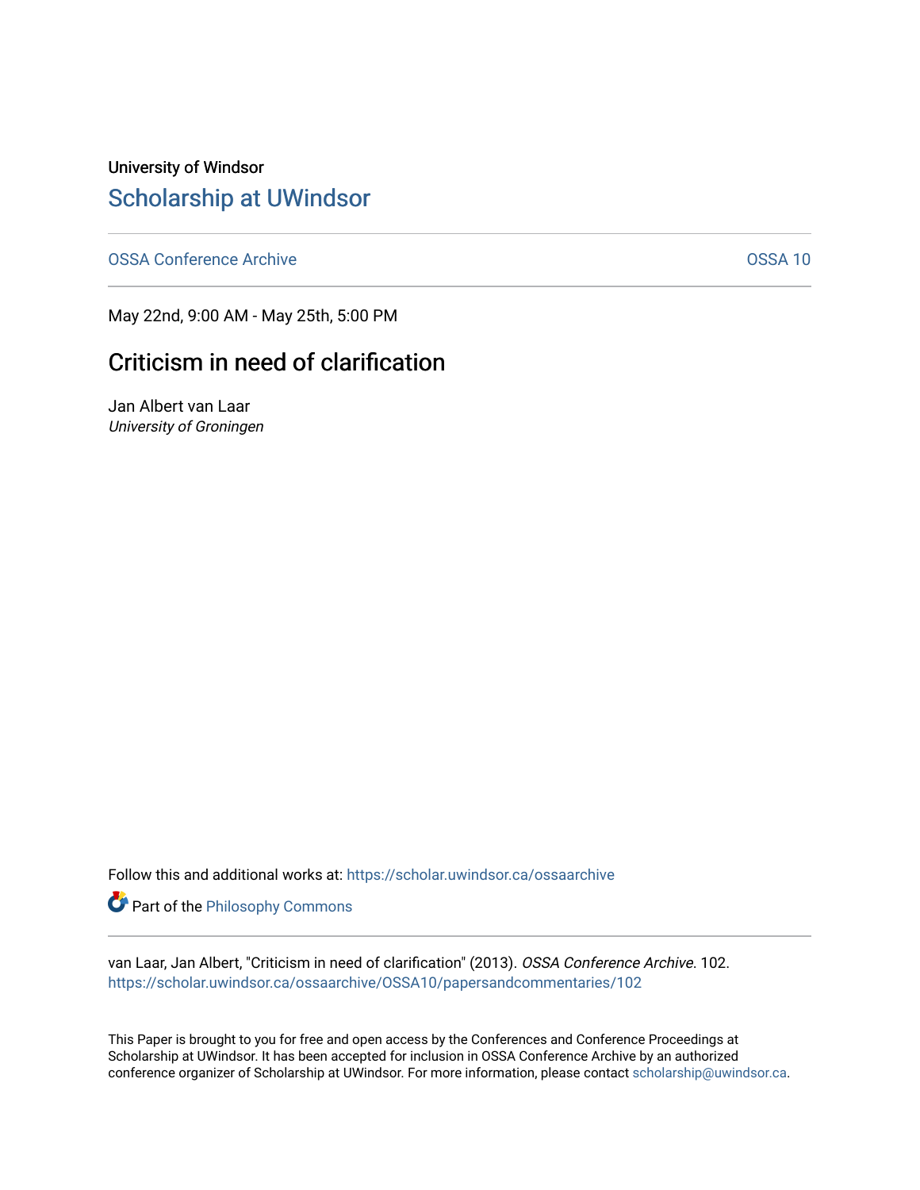University of Windsor

# Scholarship at UWindsor

OSSA Conference Archive — OSSA 10

May 22nd, 9:00 AM - May 25th, 5:00 PM

## Criticism in need of clarification

Jan Albert van Laar
*University of Groningen*

Follow this and additional works at: https://scholar.uwindsor.ca/ossaarchive

Part of the Philosophy Commons

van Laar, Jan Albert, "Criticism in need of clarification" (2013). *OSSA Conference Archive*. 102.
https://scholar.uwindsor.ca/ossaarchive/OSSA10/papersandcommentaries/102

This Paper is brought to you for free and open access by the Conferences and Conference Proceedings at Scholarship at UWindsor. It has been accepted for inclusion in OSSA Conference Archive by an authorized conference organizer of Scholarship at UWindsor. For more information, please contact scholarship@uwindsor.ca.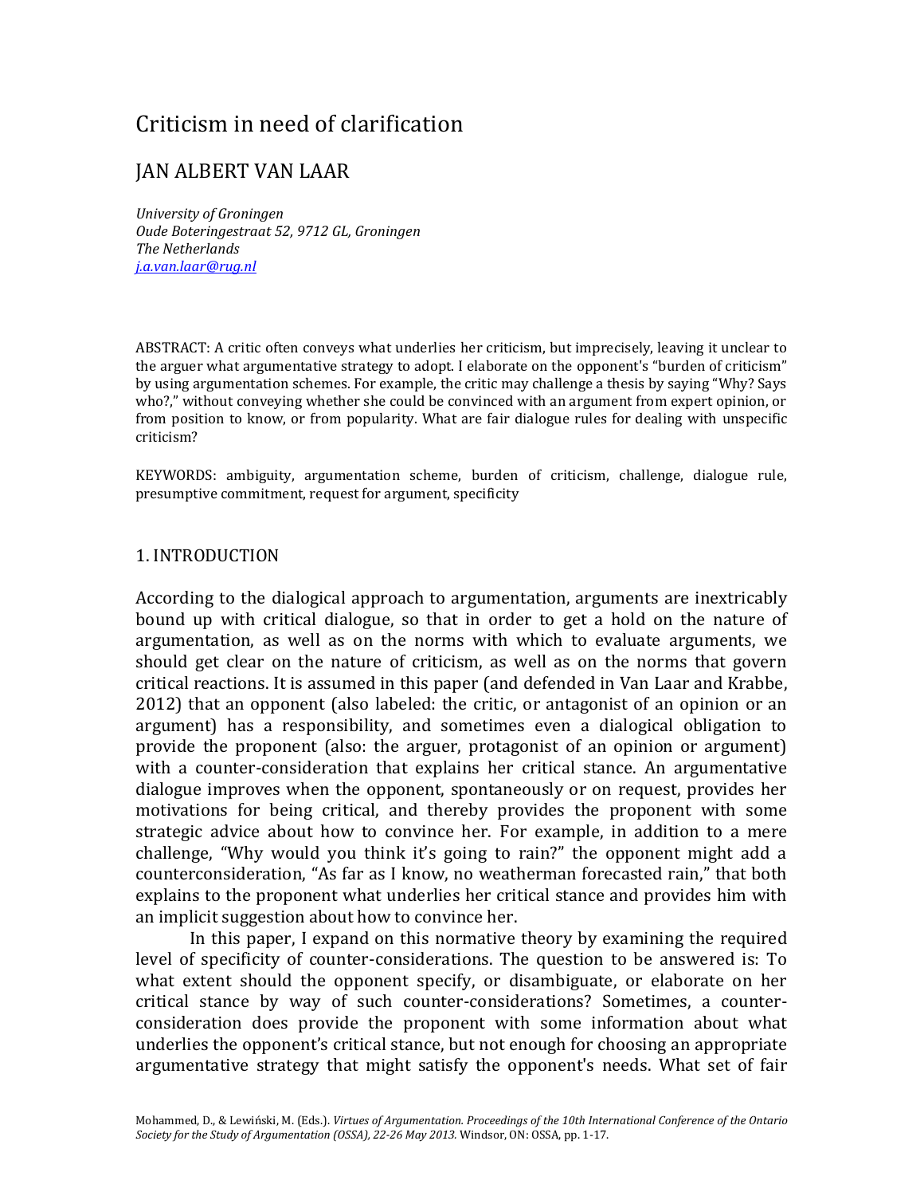# Criticism in need of clarification

## JAN ALBERT VAN LAAR

*University of Groningen*
*Oude Boteringestraat 52, 9712 GL, Groningen*
*The Netherlands*
*j.a.van.laar@rug.nl*

ABSTRACT: A critic often conveys what underlies her criticism, but imprecisely, leaving it unclear to the arguer what argumentative strategy to adopt. I elaborate on the opponent's "burden of criticism" by using argumentation schemes. For example, the critic may challenge a thesis by saying "Why? Says who?," without conveying whether she could be convinced with an argument from expert opinion, or from position to know, or from popularity. What are fair dialogue rules for dealing with unspecific criticism?

KEYWORDS: ambiguity, argumentation scheme, burden of criticism, challenge, dialogue rule, presumptive commitment, request for argument, specificity

## 1. INTRODUCTION

According to the dialogical approach to argumentation, arguments are inextricably bound up with critical dialogue, so that in order to get a hold on the nature of argumentation, as well as on the norms with which to evaluate arguments, we should get clear on the nature of criticism, as well as on the norms that govern critical reactions. It is assumed in this paper (and defended in Van Laar and Krabbe, 2012) that an opponent (also labeled: the critic, or antagonist of an opinion or an argument) has a responsibility, and sometimes even a dialogical obligation to provide the proponent (also: the arguer, protagonist of an opinion or argument) with a counter-consideration that explains her critical stance. An argumentative dialogue improves when the opponent, spontaneously or on request, provides her motivations for being critical, and thereby provides the proponent with some strategic advice about how to convince her. For example, in addition to a mere challenge, "Why would you think it's going to rain?" the opponent might add a counterconsideration, "As far as I know, no weatherman forecasted rain," that both explains to the proponent what underlies her critical stance and provides him with an implicit suggestion about how to convince her.

In this paper, I expand on this normative theory by examining the required level of specificity of counter-considerations. The question to be answered is: To what extent should the opponent specify, or disambiguate, or elaborate on her critical stance by way of such counter-considerations? Sometimes, a counter-consideration does provide the proponent with some information about what underlies the opponent's critical stance, but not enough for choosing an appropriate argumentative strategy that might satisfy the opponent's needs. What set of fair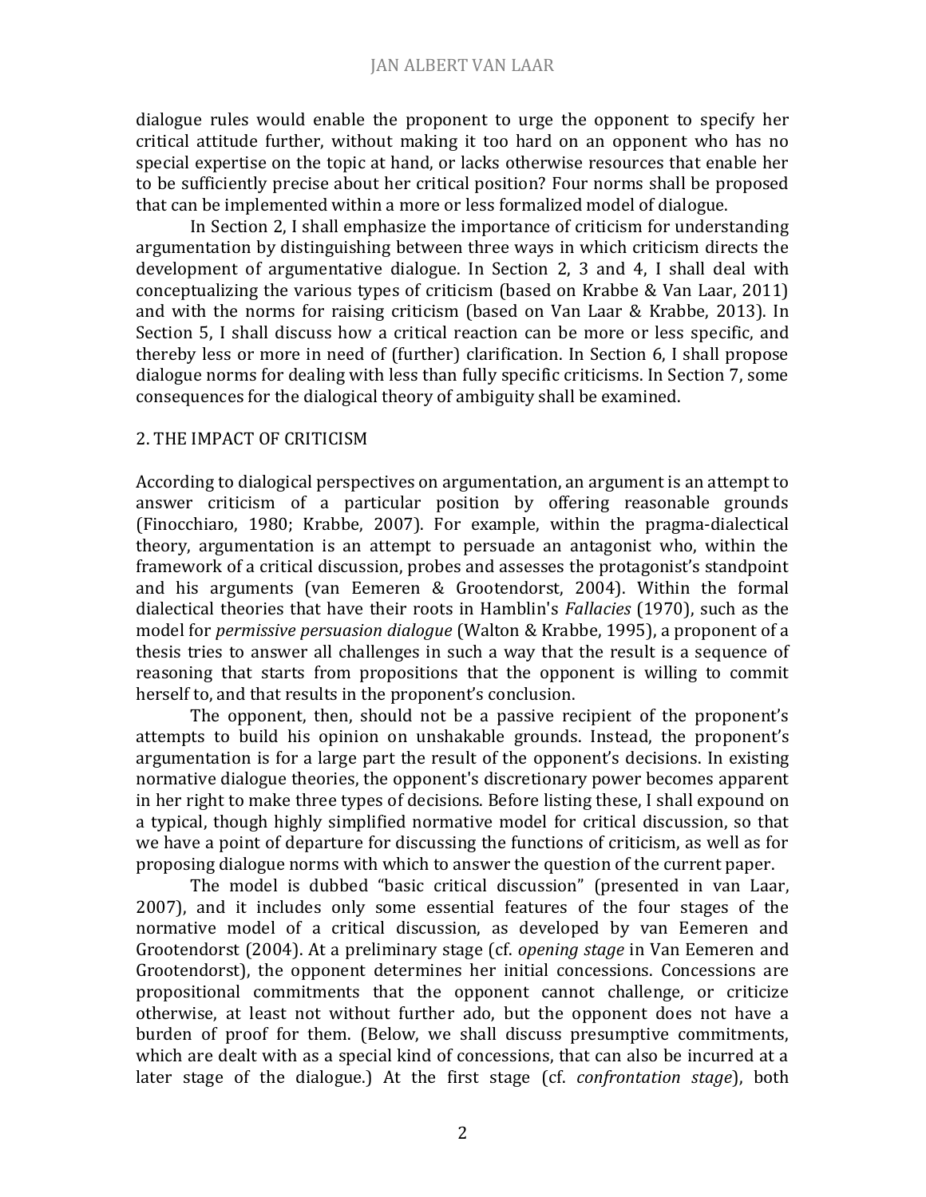dialogue rules would enable the proponent to urge the opponent to specify her critical attitude further, without making it too hard on an opponent who has no special expertise on the topic at hand, or lacks otherwise resources that enable her to be sufficiently precise about her critical position? Four norms shall be proposed that can be implemented within a more or less formalized model of dialogue.

In Section 2, I shall emphasize the importance of criticism for understanding argumentation by distinguishing between three ways in which criticism directs the development of argumentative dialogue. In Section 2, 3 and 4, I shall deal with conceptualizing the various types of criticism (based on Krabbe & Van Laar, 2011) and with the norms for raising criticism (based on Van Laar & Krabbe, 2013). In Section 5, I shall discuss how a critical reaction can be more or less specific, and thereby less or more in need of (further) clarification. In Section 6, I shall propose dialogue norms for dealing with less than fully specific criticisms. In Section 7, some consequences for the dialogical theory of ambiguity shall be examined.

## 2. THE IMPACT OF CRITICISM

According to dialogical perspectives on argumentation, an argument is an attempt to answer criticism of a particular position by offering reasonable grounds (Finocchiaro, 1980; Krabbe, 2007). For example, within the pragma-dialectical theory, argumentation is an attempt to persuade an antagonist who, within the framework of a critical discussion, probes and assesses the protagonist's standpoint and his arguments (van Eemeren & Grootendorst, 2004). Within the formal dialectical theories that have their roots in Hamblin's *Fallacies* (1970), such as the model for *permissive persuasion dialogue* (Walton & Krabbe, 1995), a proponent of a thesis tries to answer all challenges in such a way that the result is a sequence of reasoning that starts from propositions that the opponent is willing to commit herself to, and that results in the proponent's conclusion.

The opponent, then, should not be a passive recipient of the proponent's attempts to build his opinion on unshakable grounds. Instead, the proponent's argumentation is for a large part the result of the opponent's decisions. In existing normative dialogue theories, the opponent's discretionary power becomes apparent in her right to make three types of decisions. Before listing these, I shall expound on a typical, though highly simplified normative model for critical discussion, so that we have a point of departure for discussing the functions of criticism, as well as for proposing dialogue norms with which to answer the question of the current paper.

The model is dubbed "basic critical discussion" (presented in van Laar, 2007), and it includes only some essential features of the four stages of the normative model of a critical discussion, as developed by van Eemeren and Grootendorst (2004). At a preliminary stage (cf. *opening stage* in Van Eemeren and Grootendorst), the opponent determines her initial concessions. Concessions are propositional commitments that the opponent cannot challenge, or criticize otherwise, at least not without further ado, but the opponent does not have a burden of proof for them. (Below, we shall discuss presumptive commitments, which are dealt with as a special kind of concessions, that can also be incurred at a later stage of the dialogue.) At the first stage (cf. *confrontation stage*), both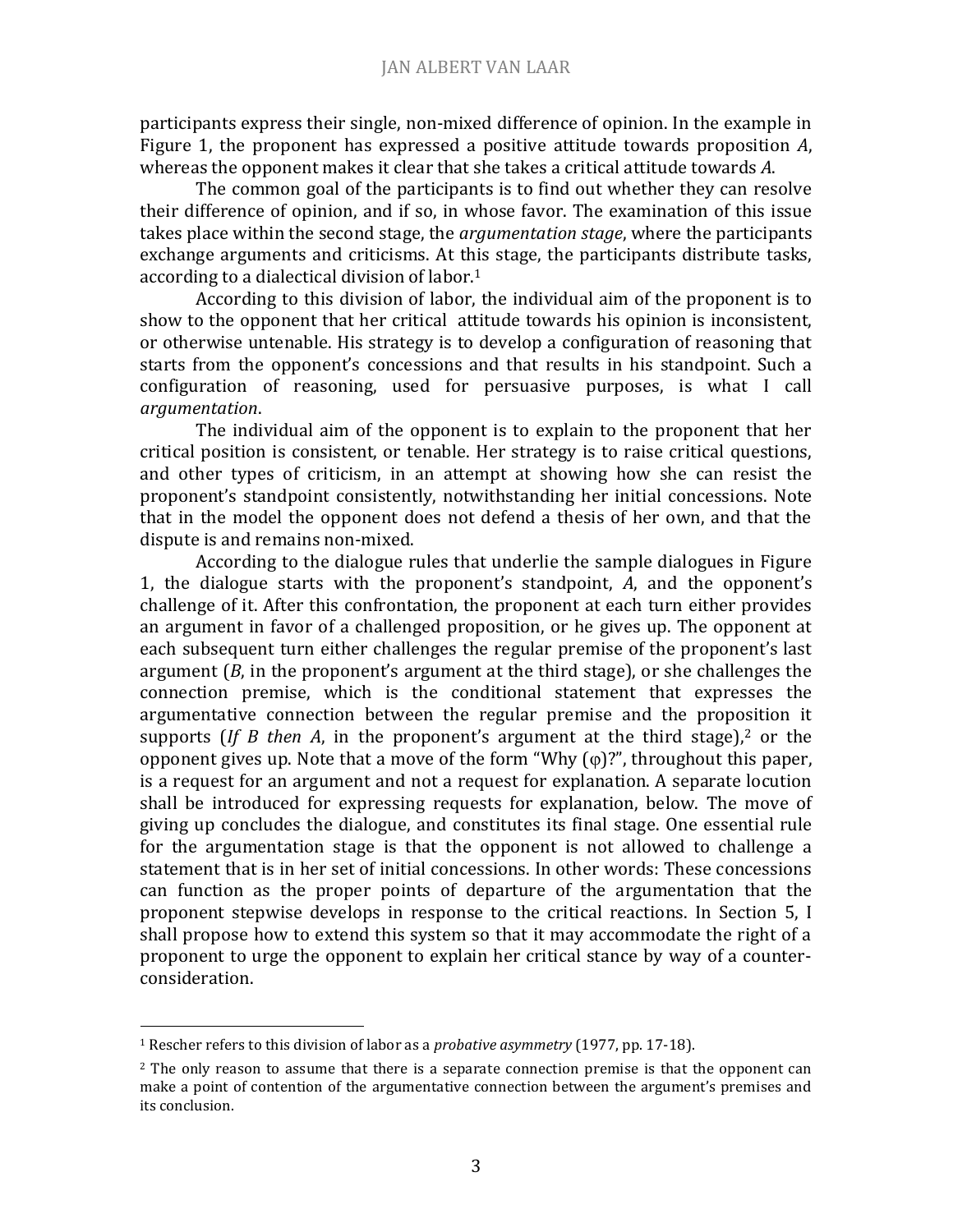participants express their single, non-mixed difference of opinion. In the example in Figure 1, the proponent has expressed a positive attitude towards proposition *A*, whereas the opponent makes it clear that she takes a critical attitude towards *A*.

The common goal of the participants is to find out whether they can resolve their difference of opinion, and if so, in whose favor. The examination of this issue takes place within the second stage, the *argumentation stage*, where the participants exchange arguments and criticisms. At this stage, the participants distribute tasks, according to a dialectical division of labor.[1]

According to this division of labor, the individual aim of the proponent is to show to the opponent that her critical attitude towards his opinion is inconsistent, or otherwise untenable. His strategy is to develop a configuration of reasoning that starts from the opponent's concessions and that results in his standpoint. Such a configuration of reasoning, used for persuasive purposes, is what I call *argumentation*.

The individual aim of the opponent is to explain to the proponent that her critical position is consistent, or tenable. Her strategy is to raise critical questions, and other types of criticism, in an attempt at showing how she can resist the proponent's standpoint consistently, notwithstanding her initial concessions. Note that in the model the opponent does not defend a thesis of her own, and that the dispute is and remains non-mixed.

According to the dialogue rules that underlie the sample dialogues in Figure 1, the dialogue starts with the proponent's standpoint, *A*, and the opponent's challenge of it. After this confrontation, the proponent at each turn either provides an argument in favor of a challenged proposition, or he gives up. The opponent at each subsequent turn either challenges the regular premise of the proponent's last argument (*B*, in the proponent's argument at the third stage), or she challenges the connection premise, which is the conditional statement that expresses the argumentative connection between the regular premise and the proposition it supports (*If B then A*, in the proponent's argument at the third stage),[2] or the opponent gives up. Note that a move of the form "Why (φ)?", throughout this paper, is a request for an argument and not a request for explanation. A separate locution shall be introduced for expressing requests for explanation, below. The move of giving up concludes the dialogue, and constitutes its final stage. One essential rule for the argumentation stage is that the opponent is not allowed to challenge a statement that is in her set of initial concessions. In other words: These concessions can function as the proper points of departure of the argumentation that the proponent stepwise develops in response to the critical reactions. In Section 5, I shall propose how to extend this system so that it may accommodate the right of a proponent to urge the opponent to explain her critical stance by way of a counter-consideration.

---

[1] Rescher refers to this division of labor as a *probative asymmetry* (1977, pp. 17-18).

[2] The only reason to assume that there is a separate connection premise is that the opponent can make a point of contention of the argumentative connection between the argument's premises and its conclusion.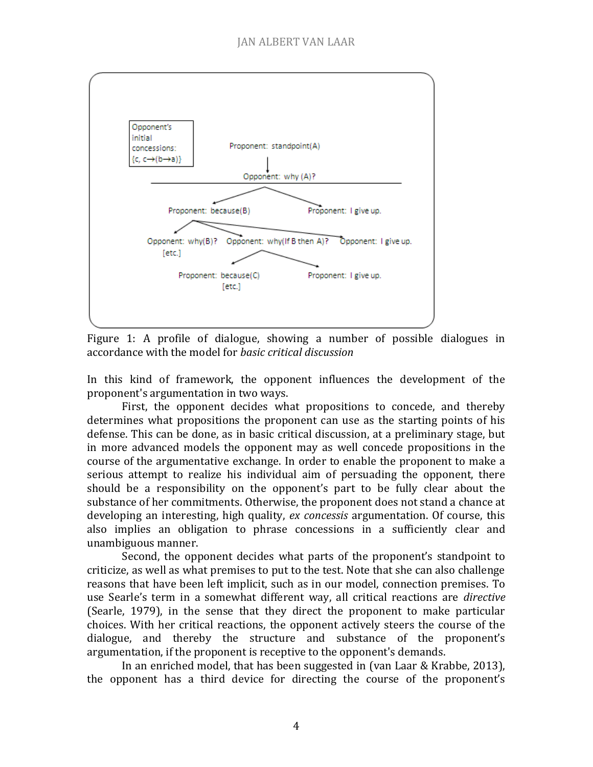Opponent's initial concessions: {c, c→(b→a)}

Proponent: standpoint(A)

Opponent: why (A)?

Proponent: because(B) — Proponent: I give up.

Opponent: why(B)? [etc.] — Opponent: why(If B then A)? — Opponent: I give up.

Proponent: because(C) [etc.] — Proponent: I give up.

Figure 1: A profile of dialogue, showing a number of possible dialogues in accordance with the model for *basic critical discussion*

In this kind of framework, the opponent influences the development of the proponent's argumentation in two ways.

First, the opponent decides what propositions to concede, and thereby determines what propositions the proponent can use as the starting points of his defense. This can be done, as in basic critical discussion, at a preliminary stage, but in more advanced models the opponent may as well concede propositions in the course of the argumentative exchange. In order to enable the proponent to make a serious attempt to realize his individual aim of persuading the opponent, there should be a responsibility on the opponent's part to be fully clear about the substance of her commitments. Otherwise, the proponent does not stand a chance at developing an interesting, high quality, *ex concessis* argumentation. Of course, this also implies an obligation to phrase concessions in a sufficiently clear and unambiguous manner.

Second, the opponent decides what parts of the proponent's standpoint to criticize, as well as what premises to put to the test. Note that she can also challenge reasons that have been left implicit, such as in our model, connection premises. To use Searle's term in a somewhat different way, all critical reactions are *directive* (Searle, 1979), in the sense that they direct the proponent to make particular choices. With her critical reactions, the opponent actively steers the course of the dialogue, and thereby the structure and substance of the proponent's argumentation, if the proponent is receptive to the opponent's demands.

In an enriched model, that has been suggested in (van Laar & Krabbe, 2013), the opponent has a third device for directing the course of the proponent's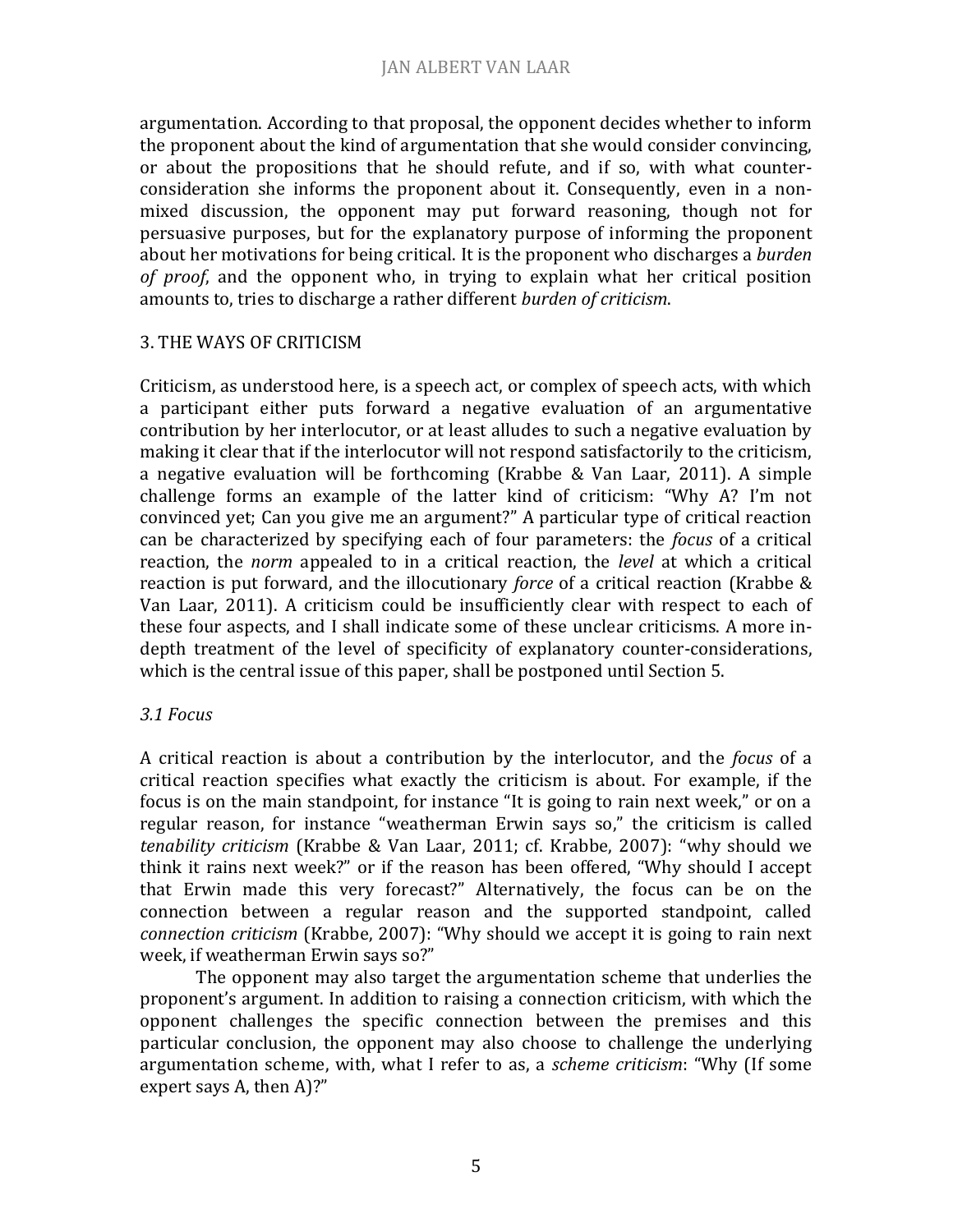argumentation. According to that proposal, the opponent decides whether to inform the proponent about the kind of argumentation that she would consider convincing, or about the propositions that he should refute, and if so, with what counter-consideration she informs the proponent about it. Consequently, even in a non-mixed discussion, the opponent may put forward reasoning, though not for persuasive purposes, but for the explanatory purpose of informing the proponent about her motivations for being critical. It is the proponent who discharges a *burden of proof*, and the opponent who, in trying to explain what her critical position amounts to, tries to discharge a rather different *burden of criticism*.

## 3. THE WAYS OF CRITICISM

Criticism, as understood here, is a speech act, or complex of speech acts, with which a participant either puts forward a negative evaluation of an argumentative contribution by her interlocutor, or at least alludes to such a negative evaluation by making it clear that if the interlocutor will not respond satisfactorily to the criticism, a negative evaluation will be forthcoming (Krabbe & Van Laar, 2011). A simple challenge forms an example of the latter kind of criticism: "Why A? I'm not convinced yet; Can you give me an argument?" A particular type of critical reaction can be characterized by specifying each of four parameters: the *focus* of a critical reaction, the *norm* appealed to in a critical reaction, the *level* at which a critical reaction is put forward, and the illocutionary *force* of a critical reaction (Krabbe & Van Laar, 2011). A criticism could be insufficiently clear with respect to each of these four aspects, and I shall indicate some of these unclear criticisms. A more in-depth treatment of the level of specificity of explanatory counter-considerations, which is the central issue of this paper, shall be postponed until Section 5.

### *3.1 Focus*

A critical reaction is about a contribution by the interlocutor, and the *focus* of a critical reaction specifies what exactly the criticism is about. For example, if the focus is on the main standpoint, for instance "It is going to rain next week," or on a regular reason, for instance "weatherman Erwin says so," the criticism is called *tenability criticism* (Krabbe & Van Laar, 2011; cf. Krabbe, 2007): "why should we think it rains next week?" or if the reason has been offered, "Why should I accept that Erwin made this very forecast?" Alternatively, the focus can be on the connection between a regular reason and the supported standpoint, called *connection criticism* (Krabbe, 2007): "Why should we accept it is going to rain next week, if weatherman Erwin says so?"

The opponent may also target the argumentation scheme that underlies the proponent's argument. In addition to raising a connection criticism, with which the opponent challenges the specific connection between the premises and this particular conclusion, the opponent may also choose to challenge the underlying argumentation scheme, with, what I refer to as, a *scheme criticism*: "Why (If some expert says A, then A)?"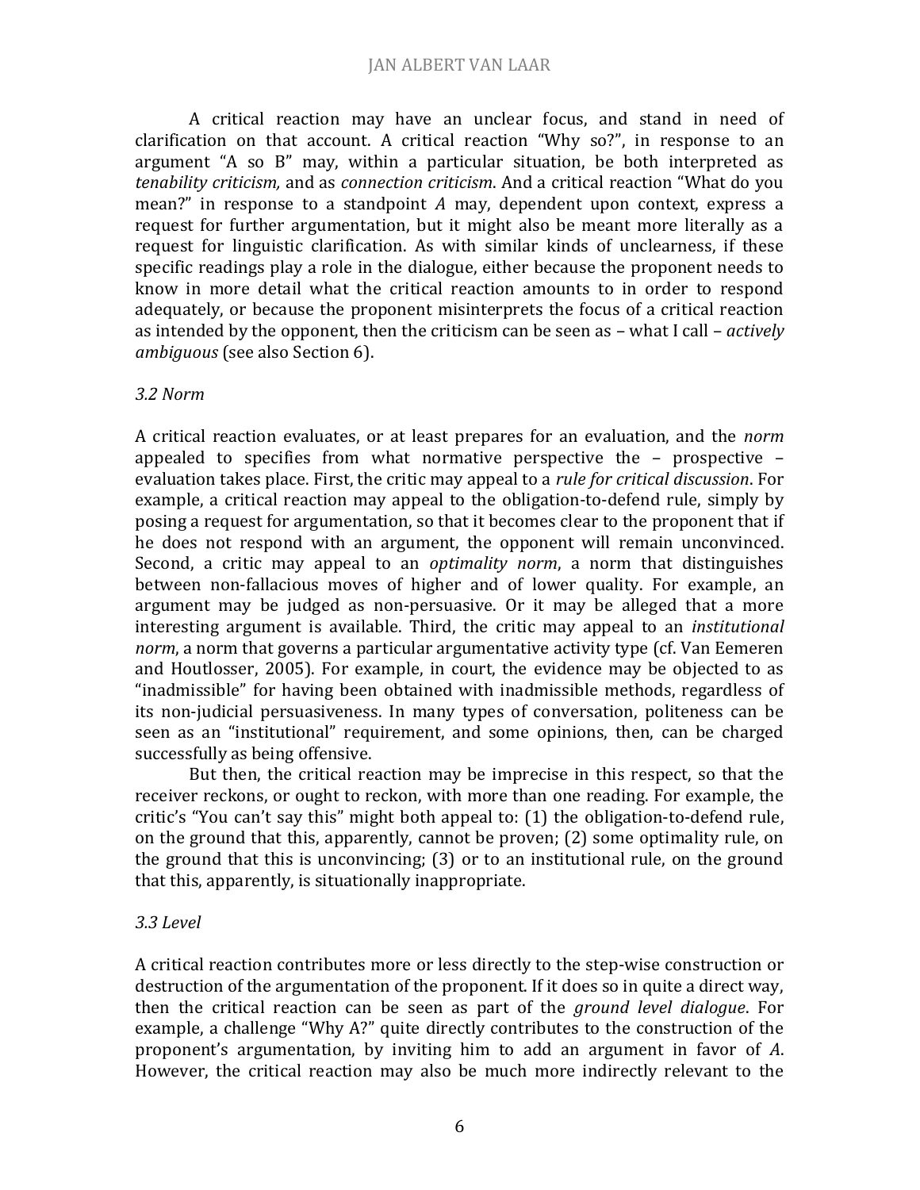A critical reaction may have an unclear focus, and stand in need of clarification on that account. A critical reaction "Why so?", in response to an argument "A so B" may, within a particular situation, be both interpreted as *tenability criticism,* and as *connection criticism*. And a critical reaction "What do you mean?" in response to a standpoint *A* may, dependent upon context, express a request for further argumentation, but it might also be meant more literally as a request for linguistic clarification. As with similar kinds of unclearness, if these specific readings play a role in the dialogue, either because the proponent needs to know in more detail what the critical reaction amounts to in order to respond adequately, or because the proponent misinterprets the focus of a critical reaction as intended by the opponent, then the criticism can be seen as – what I call – *actively ambiguous* (see also Section 6).

### *3.2 Norm*

A critical reaction evaluates, or at least prepares for an evaluation, and the *norm* appealed to specifies from what normative perspective the – prospective – evaluation takes place. First, the critic may appeal to a *rule for critical discussion*. For example, a critical reaction may appeal to the obligation-to-defend rule, simply by posing a request for argumentation, so that it becomes clear to the proponent that if he does not respond with an argument, the opponent will remain unconvinced. Second, a critic may appeal to an *optimality norm*, a norm that distinguishes between non-fallacious moves of higher and of lower quality. For example, an argument may be judged as non-persuasive. Or it may be alleged that a more interesting argument is available. Third, the critic may appeal to an *institutional norm*, a norm that governs a particular argumentative activity type (cf. Van Eemeren and Houtlosser, 2005). For example, in court, the evidence may be objected to as "inadmissible" for having been obtained with inadmissible methods, regardless of its non-judicial persuasiveness. In many types of conversation, politeness can be seen as an "institutional" requirement, and some opinions, then, can be charged successfully as being offensive.

But then, the critical reaction may be imprecise in this respect, so that the receiver reckons, or ought to reckon, with more than one reading. For example, the critic's "You can't say this" might both appeal to: (1) the obligation-to-defend rule, on the ground that this, apparently, cannot be proven; (2) some optimality rule, on the ground that this is unconvincing; (3) or to an institutional rule, on the ground that this, apparently, is situationally inappropriate.

### *3.3 Level*

A critical reaction contributes more or less directly to the step-wise construction or destruction of the argumentation of the proponent. If it does so in quite a direct way, then the critical reaction can be seen as part of the *ground level dialogue*. For example, a challenge "Why A?" quite directly contributes to the construction of the proponent's argumentation, by inviting him to add an argument in favor of *A*. However, the critical reaction may also be much more indirectly relevant to the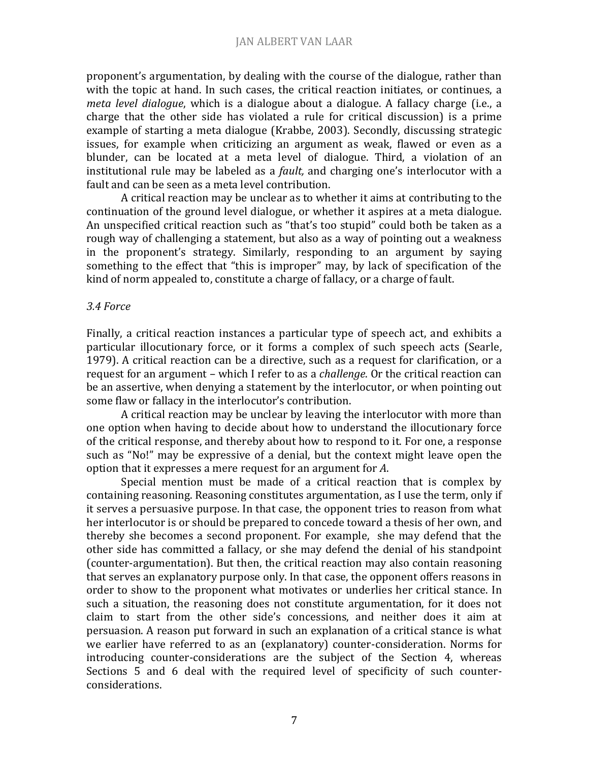proponent's argumentation, by dealing with the course of the dialogue, rather than with the topic at hand. In such cases, the critical reaction initiates, or continues, a *meta level dialogue*, which is a dialogue about a dialogue. A fallacy charge (i.e., a charge that the other side has violated a rule for critical discussion) is a prime example of starting a meta dialogue (Krabbe, 2003). Secondly, discussing strategic issues, for example when criticizing an argument as weak, flawed or even as a blunder, can be located at a meta level of dialogue. Third, a violation of an institutional rule may be labeled as a *fault,* and charging one's interlocutor with a fault and can be seen as a meta level contribution.

A critical reaction may be unclear as to whether it aims at contributing to the continuation of the ground level dialogue, or whether it aspires at a meta dialogue. An unspecified critical reaction such as "that's too stupid" could both be taken as a rough way of challenging a statement, but also as a way of pointing out a weakness in the proponent's strategy. Similarly, responding to an argument by saying something to the effect that "this is improper" may, by lack of specification of the kind of norm appealed to, constitute a charge of fallacy, or a charge of fault.

### *3.4 Force*

Finally, a critical reaction instances a particular type of speech act, and exhibits a particular illocutionary force, or it forms a complex of such speech acts (Searle, 1979). A critical reaction can be a directive, such as a request for clarification, or a request for an argument – which I refer to as a *challenge*. Or the critical reaction can be an assertive, when denying a statement by the interlocutor, or when pointing out some flaw or fallacy in the interlocutor's contribution.

A critical reaction may be unclear by leaving the interlocutor with more than one option when having to decide about how to understand the illocutionary force of the critical response, and thereby about how to respond to it. For one, a response such as "No!" may be expressive of a denial, but the context might leave open the option that it expresses a mere request for an argument for *A*.

Special mention must be made of a critical reaction that is complex by containing reasoning. Reasoning constitutes argumentation, as I use the term, only if it serves a persuasive purpose. In that case, the opponent tries to reason from what her interlocutor is or should be prepared to concede toward a thesis of her own, and thereby she becomes a second proponent. For example, she may defend that the other side has committed a fallacy, or she may defend the denial of his standpoint (counter-argumentation). But then, the critical reaction may also contain reasoning that serves an explanatory purpose only. In that case, the opponent offers reasons in order to show to the proponent what motivates or underlies her critical stance. In such a situation, the reasoning does not constitute argumentation, for it does not claim to start from the other side's concessions, and neither does it aim at persuasion. A reason put forward in such an explanation of a critical stance is what we earlier have referred to as an (explanatory) counter-consideration. Norms for introducing counter-considerations are the subject of the Section 4, whereas Sections 5 and 6 deal with the required level of specificity of such counter-considerations.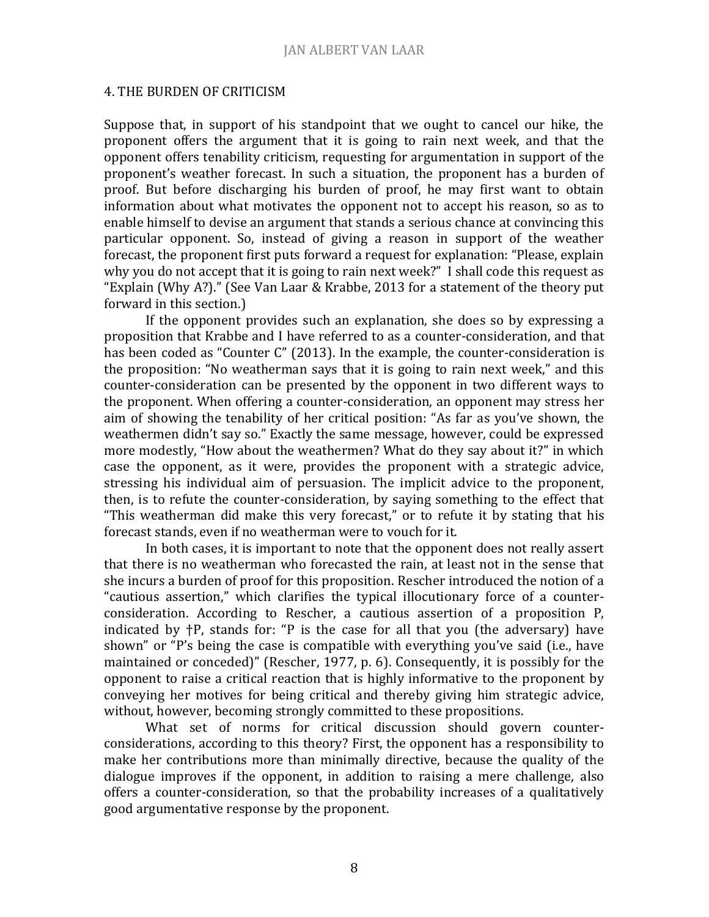## 4. THE BURDEN OF CRITICISM

Suppose that, in support of his standpoint that we ought to cancel our hike, the proponent offers the argument that it is going to rain next week, and that the opponent offers tenability criticism, requesting for argumentation in support of the proponent's weather forecast. In such a situation, the proponent has a burden of proof. But before discharging his burden of proof, he may first want to obtain information about what motivates the opponent not to accept his reason, so as to enable himself to devise an argument that stands a serious chance at convincing this particular opponent. So, instead of giving a reason in support of the weather forecast, the proponent first puts forward a request for explanation: "Please, explain why you do not accept that it is going to rain next week?" I shall code this request as "Explain (Why A?)." (See Van Laar & Krabbe, 2013 for a statement of the theory put forward in this section.)

If the opponent provides such an explanation, she does so by expressing a proposition that Krabbe and I have referred to as a counter-consideration, and that has been coded as "Counter C" (2013). In the example, the counter-consideration is the proposition: "No weatherman says that it is going to rain next week," and this counter-consideration can be presented by the opponent in two different ways to the proponent. When offering a counter-consideration, an opponent may stress her aim of showing the tenability of her critical position: "As far as you've shown, the weathermen didn't say so." Exactly the same message, however, could be expressed more modestly, "How about the weathermen? What do they say about it?" in which case the opponent, as it were, provides the proponent with a strategic advice, stressing his individual aim of persuasion. The implicit advice to the proponent, then, is to refute the counter-consideration, by saying something to the effect that "This weatherman did make this very forecast," or to refute it by stating that his forecast stands, even if no weatherman were to vouch for it.

In both cases, it is important to note that the opponent does not really assert that there is no weatherman who forecasted the rain, at least not in the sense that she incurs a burden of proof for this proposition. Rescher introduced the notion of a "cautious assertion," which clarifies the typical illocutionary force of a counter-consideration. According to Rescher, a cautious assertion of a proposition P, indicated by †P, stands for: "P is the case for all that you (the adversary) have shown" or "P's being the case is compatible with everything you've said (i.e., have maintained or conceded)" (Rescher, 1977, p. 6). Consequently, it is possibly for the opponent to raise a critical reaction that is highly informative to the proponent by conveying her motives for being critical and thereby giving him strategic advice, without, however, becoming strongly committed to these propositions.

What set of norms for critical discussion should govern counter-considerations, according to this theory? First, the opponent has a responsibility to make her contributions more than minimally directive, because the quality of the dialogue improves if the opponent, in addition to raising a mere challenge, also offers a counter-consideration, so that the probability increases of a qualitatively good argumentative response by the proponent.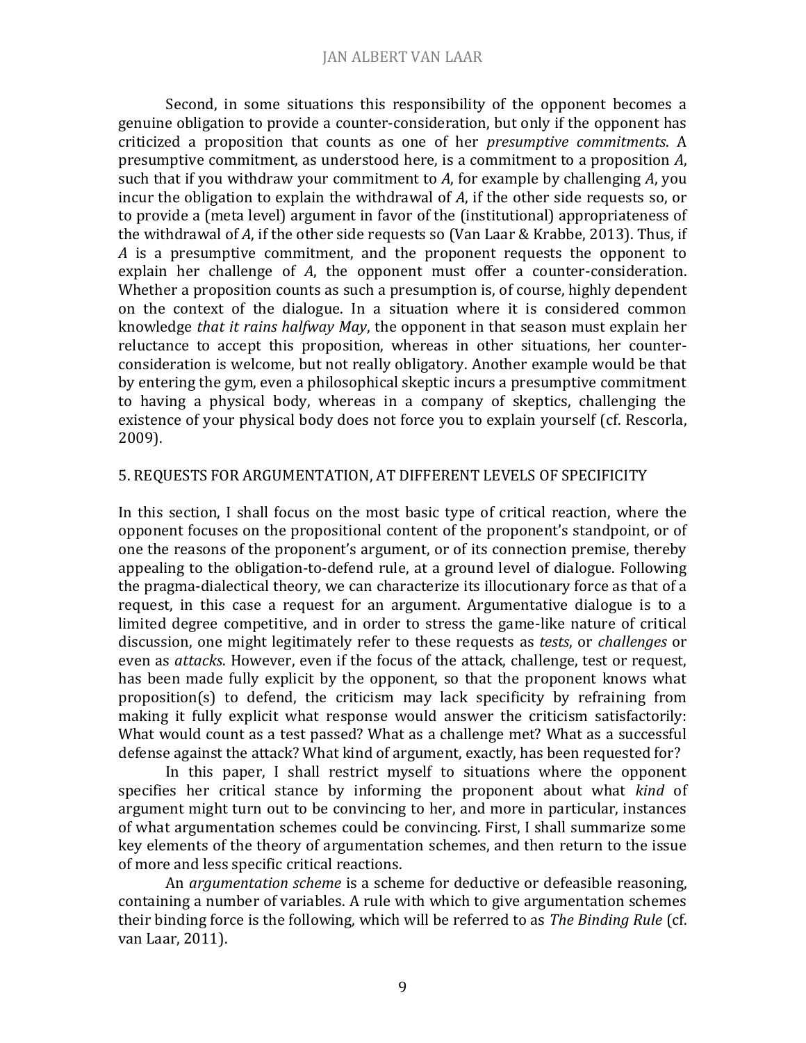Second, in some situations this responsibility of the opponent becomes a genuine obligation to provide a counter-consideration, but only if the opponent has criticized a proposition that counts as one of her *presumptive commitments*. A presumptive commitment, as understood here, is a commitment to a proposition *A*, such that if you withdraw your commitment to *A*, for example by challenging *A*, you incur the obligation to explain the withdrawal of *A*, if the other side requests so, or to provide a (meta level) argument in favor of the (institutional) appropriateness of the withdrawal of *A*, if the other side requests so (Van Laar & Krabbe, 2013). Thus, if *A* is a presumptive commitment, and the proponent requests the opponent to explain her challenge of *A*, the opponent must offer a counter-consideration. Whether a proposition counts as such a presumption is, of course, highly dependent on the context of the dialogue. In a situation where it is considered common knowledge *that it rains halfway May*, the opponent in that season must explain her reluctance to accept this proposition, whereas in other situations, her counter-consideration is welcome, but not really obligatory. Another example would be that by entering the gym, even a philosophical skeptic incurs a presumptive commitment to having a physical body, whereas in a company of skeptics, challenging the existence of your physical body does not force you to explain yourself (cf. Rescorla, 2009).

## 5. REQUESTS FOR ARGUMENTATION, AT DIFFERENT LEVELS OF SPECIFICITY

In this section, I shall focus on the most basic type of critical reaction, where the opponent focuses on the propositional content of the proponent's standpoint, or of one the reasons of the proponent's argument, or of its connection premise, thereby appealing to the obligation-to-defend rule, at a ground level of dialogue. Following the pragma-dialectical theory, we can characterize its illocutionary force as that of a request, in this case a request for an argument. Argumentative dialogue is to a limited degree competitive, and in order to stress the game-like nature of critical discussion, one might legitimately refer to these requests as *tests*, or *challenges* or even as *attacks*. However, even if the focus of the attack, challenge, test or request, has been made fully explicit by the opponent, so that the proponent knows what proposition(s) to defend, the criticism may lack specificity by refraining from making it fully explicit what response would answer the criticism satisfactorily: What would count as a test passed? What as a challenge met? What as a successful defense against the attack? What kind of argument, exactly, has been requested for?

In this paper, I shall restrict myself to situations where the opponent specifies her critical stance by informing the proponent about what *kind* of argument might turn out to be convincing to her, and more in particular, instances of what argumentation schemes could be convincing. First, I shall summarize some key elements of the theory of argumentation schemes, and then return to the issue of more and less specific critical reactions.

An *argumentation scheme* is a scheme for deductive or defeasible reasoning, containing a number of variables. A rule with which to give argumentation schemes their binding force is the following, which will be referred to as *The Binding Rule* (cf. van Laar, 2011).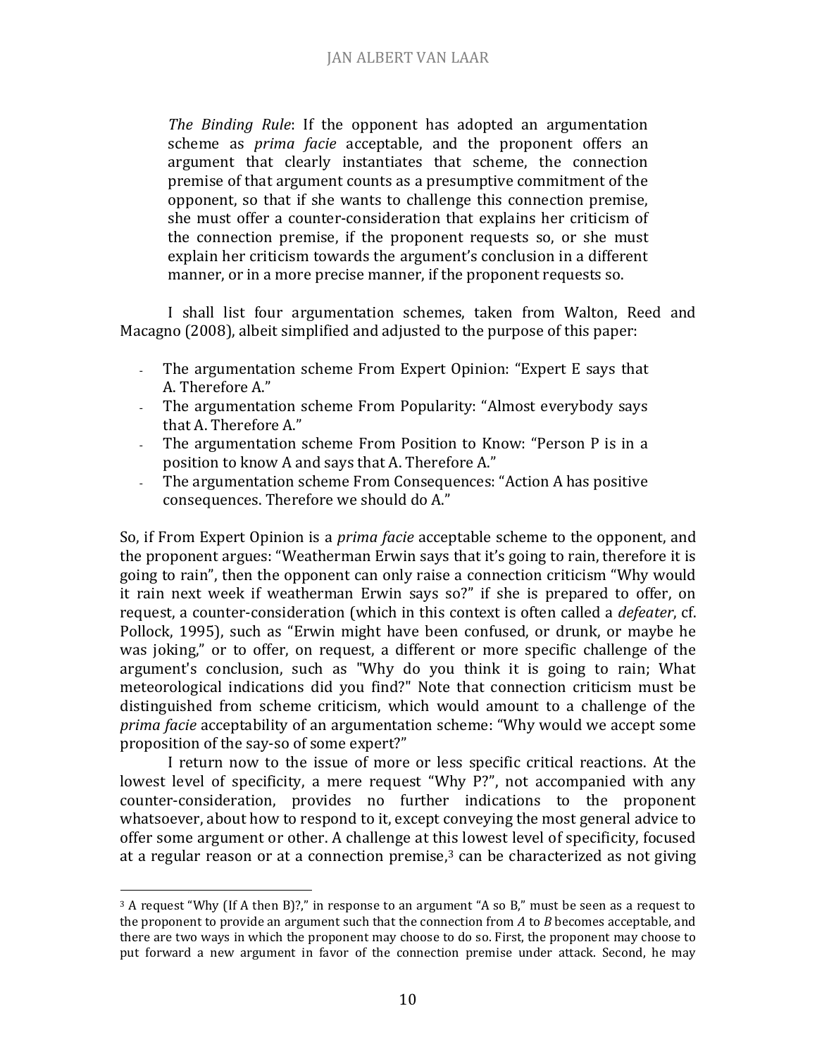> *The Binding Rule*: If the opponent has adopted an argumentation scheme as *prima facie* acceptable, and the proponent offers an argument that clearly instantiates that scheme, the connection premise of that argument counts as a presumptive commitment of the opponent, so that if she wants to challenge this connection premise, she must offer a counter-consideration that explains her criticism of the connection premise, if the proponent requests so, or she must explain her criticism towards the argument's conclusion in a different manner, or in a more precise manner, if the proponent requests so.

I shall list four argumentation schemes, taken from Walton, Reed and Macagno (2008), albeit simplified and adjusted to the purpose of this paper:

- The argumentation scheme From Expert Opinion: "Expert E says that A. Therefore A."
- The argumentation scheme From Popularity: "Almost everybody says that A. Therefore A."
- The argumentation scheme From Position to Know: "Person P is in a position to know A and says that A. Therefore A."
- The argumentation scheme From Consequences: "Action A has positive consequences. Therefore we should do A."

So, if From Expert Opinion is a *prima facie* acceptable scheme to the opponent, and the proponent argues: "Weatherman Erwin says that it's going to rain, therefore it is going to rain", then the opponent can only raise a connection criticism "Why would it rain next week if weatherman Erwin says so?" if she is prepared to offer, on request, a counter-consideration (which in this context is often called a *defeater*, cf. Pollock, 1995), such as "Erwin might have been confused, or drunk, or maybe he was joking," or to offer, on request, a different or more specific challenge of the argument's conclusion, such as "Why do you think it is going to rain; What meteorological indications did you find?" Note that connection criticism must be distinguished from scheme criticism, which would amount to a challenge of the *prima facie* acceptability of an argumentation scheme: "Why would we accept some proposition of the say-so of some expert?"

I return now to the issue of more or less specific critical reactions. At the lowest level of specificity, a mere request "Why P?", not accompanied with any counter-consideration, provides no further indications to the proponent whatsoever, about how to respond to it, except conveying the most general advice to offer some argument or other. A challenge at this lowest level of specificity, focused at a regular reason or at a connection premise,[3] can be characterized as not giving

[3] A request "Why (If A then B)?," in response to an argument "A so B," must be seen as a request to the proponent to provide an argument such that the connection from *A* to *B* becomes acceptable, and there are two ways in which the proponent may choose to do so. First, the proponent may choose to put forward a new argument in favor of the connection premise under attack. Second, he may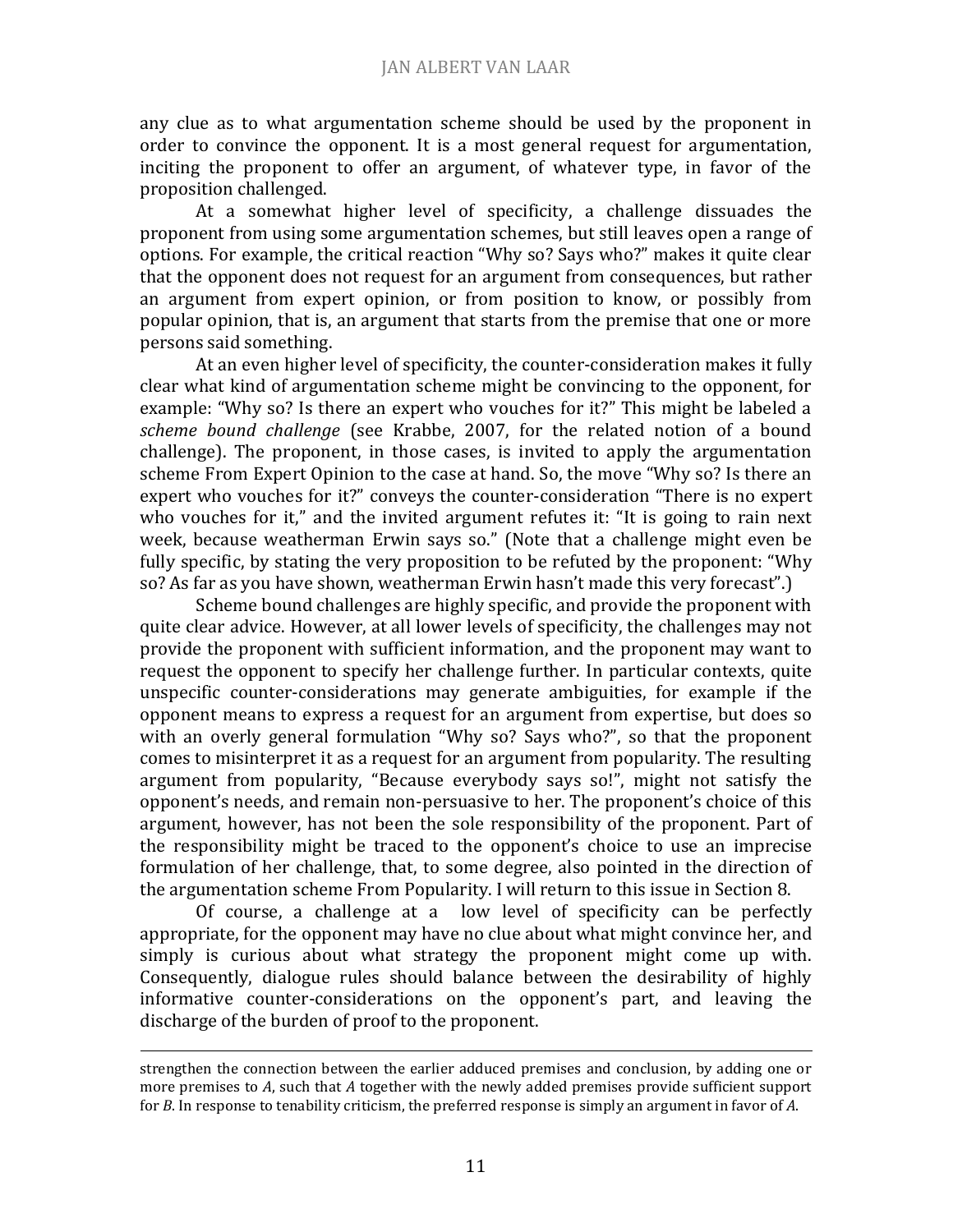any clue as to what argumentation scheme should be used by the proponent in order to convince the opponent. It is a most general request for argumentation, inciting the proponent to offer an argument, of whatever type, in favor of the proposition challenged.

At a somewhat higher level of specificity, a challenge dissuades the proponent from using some argumentation schemes, but still leaves open a range of options. For example, the critical reaction "Why so? Says who?" makes it quite clear that the opponent does not request for an argument from consequences, but rather an argument from expert opinion, or from position to know, or possibly from popular opinion, that is, an argument that starts from the premise that one or more persons said something.

At an even higher level of specificity, the counter-consideration makes it fully clear what kind of argumentation scheme might be convincing to the opponent, for example: "Why so? Is there an expert who vouches for it?" This might be labeled a *scheme bound challenge* (see Krabbe, 2007, for the related notion of a bound challenge). The proponent, in those cases, is invited to apply the argumentation scheme From Expert Opinion to the case at hand. So, the move "Why so? Is there an expert who vouches for it?" conveys the counter-consideration "There is no expert who vouches for it," and the invited argument refutes it: "It is going to rain next week, because weatherman Erwin says so." (Note that a challenge might even be fully specific, by stating the very proposition to be refuted by the proponent: "Why so? As far as you have shown, weatherman Erwin hasn't made this very forecast".)

Scheme bound challenges are highly specific, and provide the proponent with quite clear advice. However, at all lower levels of specificity, the challenges may not provide the proponent with sufficient information, and the proponent may want to request the opponent to specify her challenge further. In particular contexts, quite unspecific counter-considerations may generate ambiguities, for example if the opponent means to express a request for an argument from expertise, but does so with an overly general formulation "Why so? Says who?", so that the proponent comes to misinterpret it as a request for an argument from popularity. The resulting argument from popularity, "Because everybody says so!", might not satisfy the opponent's needs, and remain non-persuasive to her. The proponent's choice of this argument, however, has not been the sole responsibility of the proponent. Part of the responsibility might be traced to the opponent's choice to use an imprecise formulation of her challenge, that, to some degree, also pointed in the direction of the argumentation scheme From Popularity. I will return to this issue in Section 8.

Of course, a challenge at a low level of specificity can be perfectly appropriate, for the opponent may have no clue about what might convince her, and simply is curious about what strategy the proponent might come up with. Consequently, dialogue rules should balance between the desirability of highly informative counter-considerations on the opponent's part, and leaving the discharge of the burden of proof to the proponent.

---

strengthen the connection between the earlier adduced premises and conclusion, by adding one or more premises to *A*, such that *A* together with the newly added premises provide sufficient support for *B*. In response to tenability criticism, the preferred response is simply an argument in favor of *A*.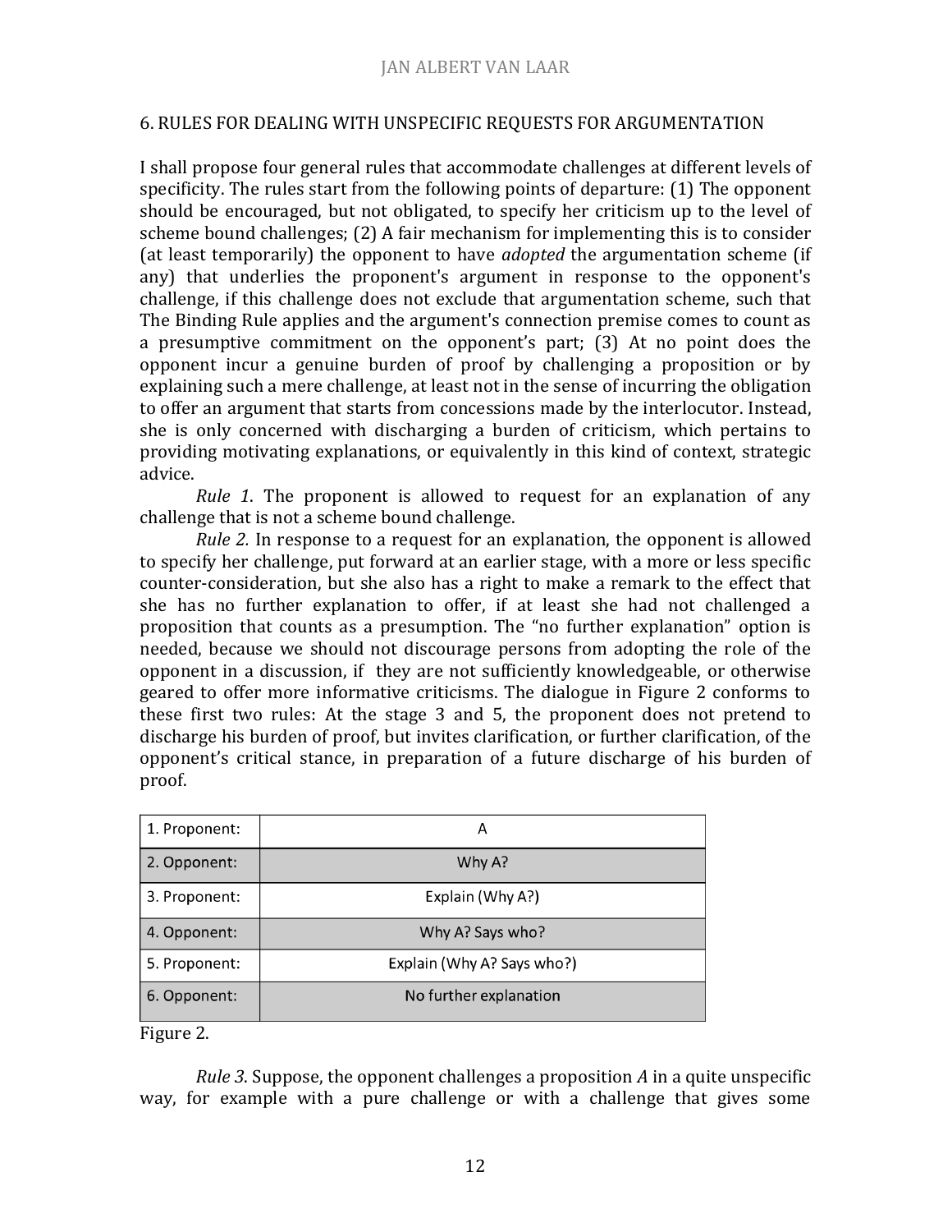## 6. RULES FOR DEALING WITH UNSPECIFIC REQUESTS FOR ARGUMENTATION

I shall propose four general rules that accommodate challenges at different levels of specificity. The rules start from the following points of departure: (1) The opponent should be encouraged, but not obligated, to specify her criticism up to the level of scheme bound challenges; (2) A fair mechanism for implementing this is to consider (at least temporarily) the opponent to have *adopted* the argumentation scheme (if any) that underlies the proponent's argument in response to the opponent's challenge, if this challenge does not exclude that argumentation scheme, such that The Binding Rule applies and the argument's connection premise comes to count as a presumptive commitment on the opponent's part; (3) At no point does the opponent incur a genuine burden of proof by challenging a proposition or by explaining such a mere challenge, at least not in the sense of incurring the obligation to offer an argument that starts from concessions made by the interlocutor. Instead, she is only concerned with discharging a burden of criticism, which pertains to providing motivating explanations, or equivalently in this kind of context, strategic advice.

*Rule 1.* The proponent is allowed to request for an explanation of any challenge that is not a scheme bound challenge.

*Rule 2.* In response to a request for an explanation, the opponent is allowed to specify her challenge, put forward at an earlier stage, with a more or less specific counter-consideration, but she also has a right to make a remark to the effect that she has no further explanation to offer, if at least she had not challenged a proposition that counts as a presumption. The "no further explanation" option is needed, because we should not discourage persons from adopting the role of the opponent in a discussion, if they are not sufficiently knowledgeable, or otherwise geared to offer more informative criticisms. The dialogue in Figure 2 conforms to these first two rules: At the stage 3 and 5, the proponent does not pretend to discharge his burden of proof, but invites clarification, or further clarification, of the opponent's critical stance, in preparation of a future discharge of his burden of proof.

| | |
|---|---|
| 1. Proponent: | A |
| 2. Opponent: | Why A? |
| 3. Proponent: | Explain (Why A?) |
| 4. Opponent: | Why A? Says who? |
| 5. Proponent: | Explain (Why A? Says who?) |
| 6. Opponent: | No further explanation |

Figure 2.

*Rule 3*. Suppose, the opponent challenges a proposition *A* in a quite unspecific way, for example with a pure challenge or with a challenge that gives some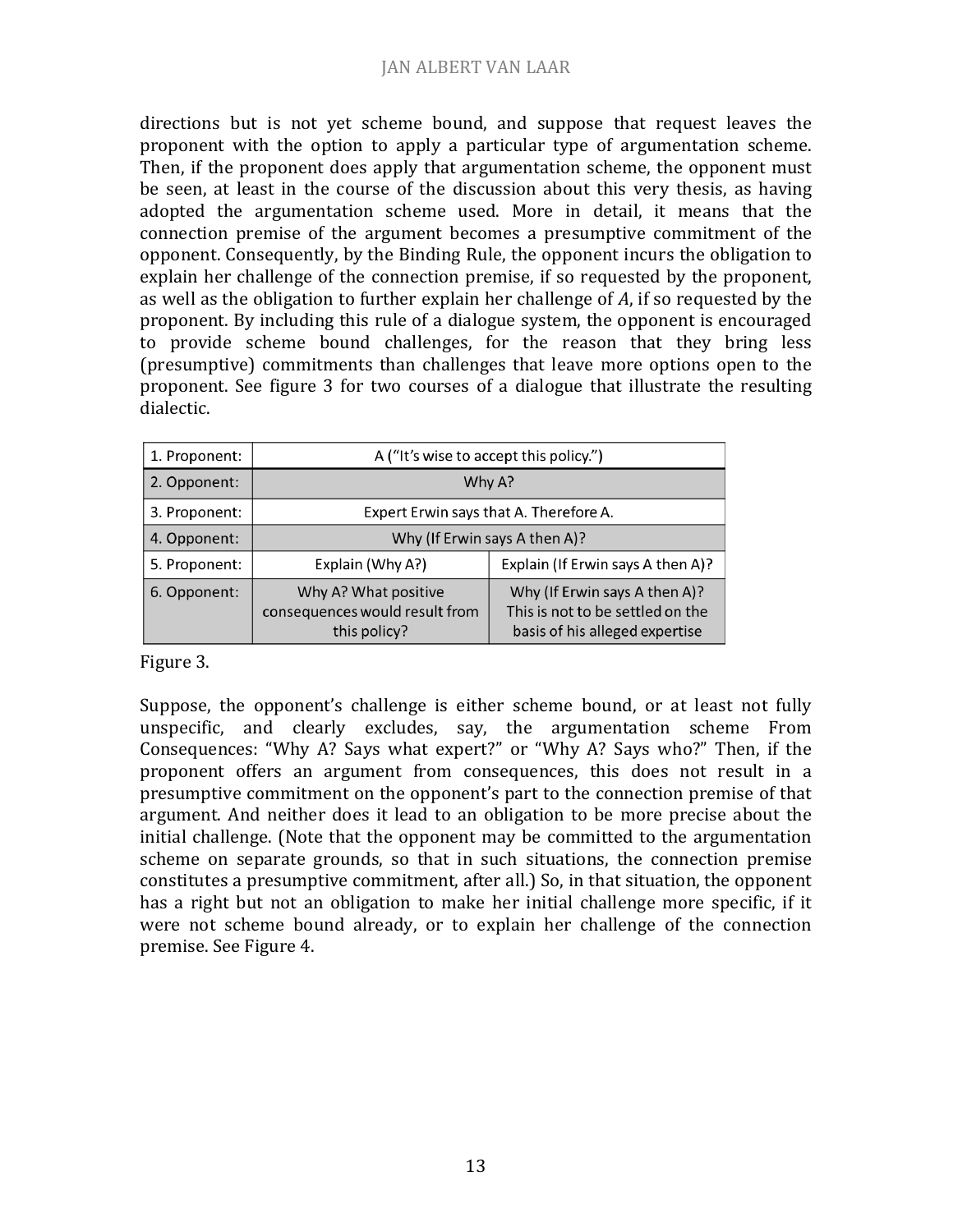directions but is not yet scheme bound, and suppose that request leaves the proponent with the option to apply a particular type of argumentation scheme. Then, if the proponent does apply that argumentation scheme, the opponent must be seen, at least in the course of the discussion about this very thesis, as having adopted the argumentation scheme used. More in detail, it means that the connection premise of the argument becomes a presumptive commitment of the opponent. Consequently, by the Binding Rule, the opponent incurs the obligation to explain her challenge of the connection premise, if so requested by the proponent, as well as the obligation to further explain her challenge of *A*, if so requested by the proponent. By including this rule of a dialogue system, the opponent is encouraged to provide scheme bound challenges, for the reason that they bring less (presumptive) commitments than challenges that leave more options open to the proponent. See figure 3 for two courses of a dialogue that illustrate the resulting dialectic.

| | | |
|---|---|---|
| 1. Proponent: | A ("It's wise to accept this policy.") | |
| 2. Opponent: | Why A? | |
| 3. Proponent: | Expert Erwin says that A. Therefore A. | |
| 4. Opponent: | Why (If Erwin says A then A)? | |
| 5. Proponent: | Explain (Why A?) | Explain (If Erwin says A then A)? |
| 6. Opponent: | Why A? What positive consequences would result from this policy? | Why (If Erwin says A then A)? This is not to be settled on the basis of his alleged expertise |

Figure 3.

Suppose, the opponent's challenge is either scheme bound, or at least not fully unspecific, and clearly excludes, say, the argumentation scheme From Consequences: "Why A? Says what expert?" or "Why A? Says who?" Then, if the proponent offers an argument from consequences, this does not result in a presumptive commitment on the opponent's part to the connection premise of that argument. And neither does it lead to an obligation to be more precise about the initial challenge. (Note that the opponent may be committed to the argumentation scheme on separate grounds, so that in such situations, the connection premise constitutes a presumptive commitment, after all.) So, in that situation, the opponent has a right but not an obligation to make her initial challenge more specific, if it were not scheme bound already, or to explain her challenge of the connection premise. See Figure 4.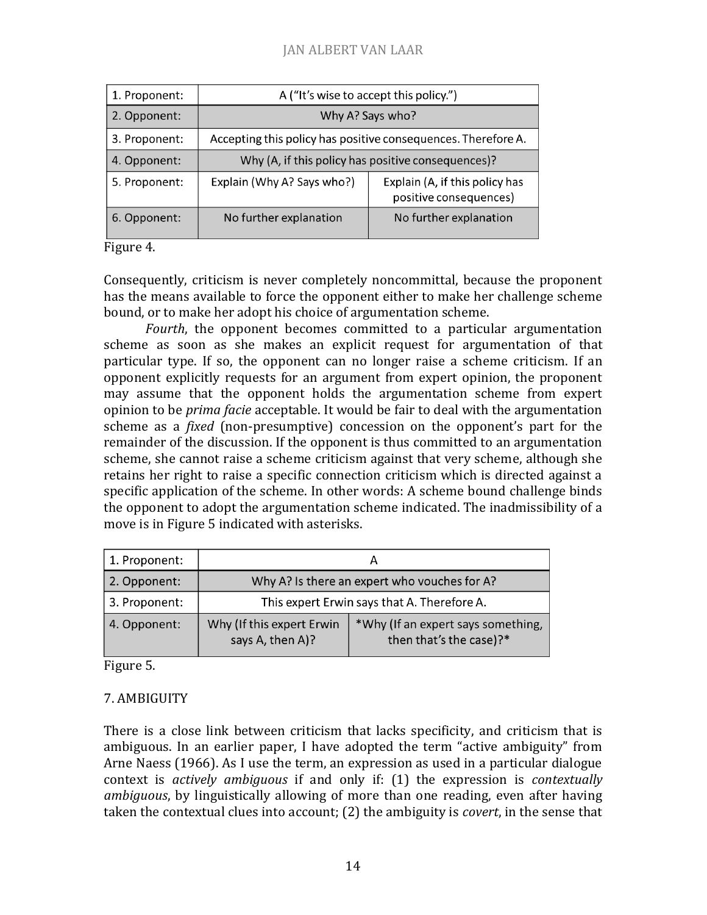| 1. Proponent: | A ("It's wise to accept this policy.") | |
|---|---|---|
| 2. Opponent: | Why A? Says who? | |
| 3. Proponent: | Accepting this policy has positive consequences. Therefore A. | |
| 4. Opponent: | Why (A, if this policy has positive consequences)? | |
| 5. Proponent: | Explain (Why A? Says who?) | Explain (A, if this policy has positive consequences) |
| 6. Opponent: | No further explanation | No further explanation |

Figure 4.

Consequently, criticism is never completely noncommittal, because the proponent has the means available to force the opponent either to make her challenge scheme bound, or to make her adopt his choice of argumentation scheme.

*Fourth*, the opponent becomes committed to a particular argumentation scheme as soon as she makes an explicit request for argumentation of that particular type. If so, the opponent can no longer raise a scheme criticism. If an opponent explicitly requests for an argument from expert opinion, the proponent may assume that the opponent holds the argumentation scheme from expert opinion to be *prima facie* acceptable. It would be fair to deal with the argumentation scheme as a *fixed* (non-presumptive) concession on the opponent's part for the remainder of the discussion. If the opponent is thus committed to an argumentation scheme, she cannot raise a scheme criticism against that very scheme, although she retains her right to raise a specific connection criticism which is directed against a specific application of the scheme. In other words: A scheme bound challenge binds the opponent to adopt the argumentation scheme indicated. The inadmissibility of a move is in Figure 5 indicated with asterisks.

| 1. Proponent: | A | |
|---|---|---|
| 2. Opponent: | Why A? Is there an expert who vouches for A? | |
| 3. Proponent: | This expert Erwin says that A. Therefore A. | |
| 4. Opponent: | Why (If this expert Erwin says A, then A)? | *Why (If an expert says something, then that's the case)?* |

Figure 5.

## 7. AMBIGUITY

There is a close link between criticism that lacks specificity, and criticism that is ambiguous. In an earlier paper, I have adopted the term "active ambiguity" from Arne Naess (1966). As I use the term, an expression as used in a particular dialogue context is *actively ambiguous* if and only if: (1) the expression is *contextually ambiguous*, by linguistically allowing of more than one reading, even after having taken the contextual clues into account; (2) the ambiguity is *covert*, in the sense that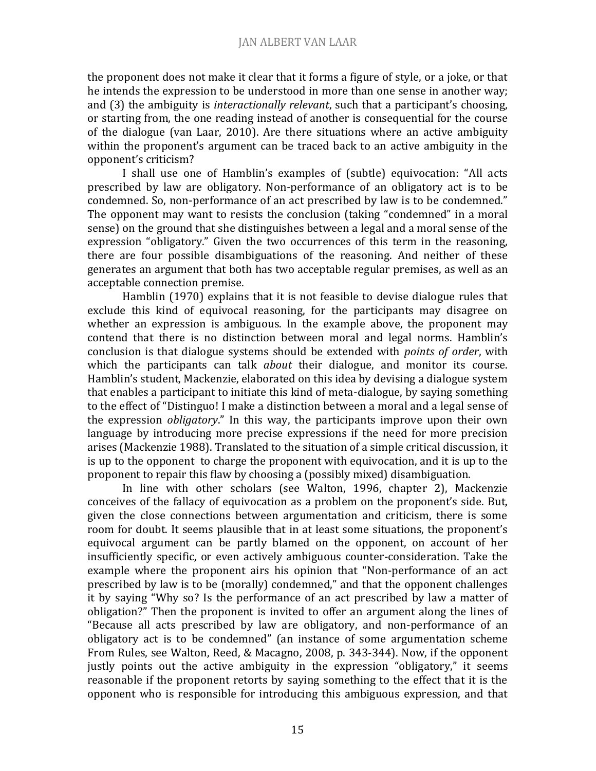the proponent does not make it clear that it forms a figure of style, or a joke, or that he intends the expression to be understood in more than one sense in another way; and (3) the ambiguity is *interactionally relevant*, such that a participant's choosing, or starting from, the one reading instead of another is consequential for the course of the dialogue (van Laar, 2010). Are there situations where an active ambiguity within the proponent's argument can be traced back to an active ambiguity in the opponent's criticism?

I shall use one of Hamblin's examples of (subtle) equivocation: "All acts prescribed by law are obligatory. Non-performance of an obligatory act is to be condemned. So, non-performance of an act prescribed by law is to be condemned." The opponent may want to resists the conclusion (taking "condemned" in a moral sense) on the ground that she distinguishes between a legal and a moral sense of the expression "obligatory." Given the two occurrences of this term in the reasoning, there are four possible disambiguations of the reasoning. And neither of these generates an argument that both has two acceptable regular premises, as well as an acceptable connection premise.

Hamblin (1970) explains that it is not feasible to devise dialogue rules that exclude this kind of equivocal reasoning, for the participants may disagree on whether an expression is ambiguous. In the example above, the proponent may contend that there is no distinction between moral and legal norms. Hamblin's conclusion is that dialogue systems should be extended with *points of order*, with which the participants can talk *about* their dialogue, and monitor its course. Hamblin's student, Mackenzie, elaborated on this idea by devising a dialogue system that enables a participant to initiate this kind of meta-dialogue, by saying something to the effect of "Distinguo! I make a distinction between a moral and a legal sense of the expression *obligatory*." In this way, the participants improve upon their own language by introducing more precise expressions if the need for more precision arises (Mackenzie 1988). Translated to the situation of a simple critical discussion, it is up to the opponent to charge the proponent with equivocation, and it is up to the proponent to repair this flaw by choosing a (possibly mixed) disambiguation.

In line with other scholars (see Walton, 1996, chapter 2), Mackenzie conceives of the fallacy of equivocation as a problem on the proponent's side. But, given the close connections between argumentation and criticism, there is some room for doubt. It seems plausible that in at least some situations, the proponent's equivocal argument can be partly blamed on the opponent, on account of her insufficiently specific, or even actively ambiguous counter-consideration. Take the example where the proponent airs his opinion that "Non-performance of an act prescribed by law is to be (morally) condemned," and that the opponent challenges it by saying "Why so? Is the performance of an act prescribed by law a matter of obligation?" Then the proponent is invited to offer an argument along the lines of "Because all acts prescribed by law are obligatory, and non-performance of an obligatory act is to be condemned" (an instance of some argumentation scheme From Rules, see Walton, Reed, & Macagno, 2008, p. 343-344). Now, if the opponent justly points out the active ambiguity in the expression "obligatory," it seems reasonable if the proponent retorts by saying something to the effect that it is the opponent who is responsible for introducing this ambiguous expression, and that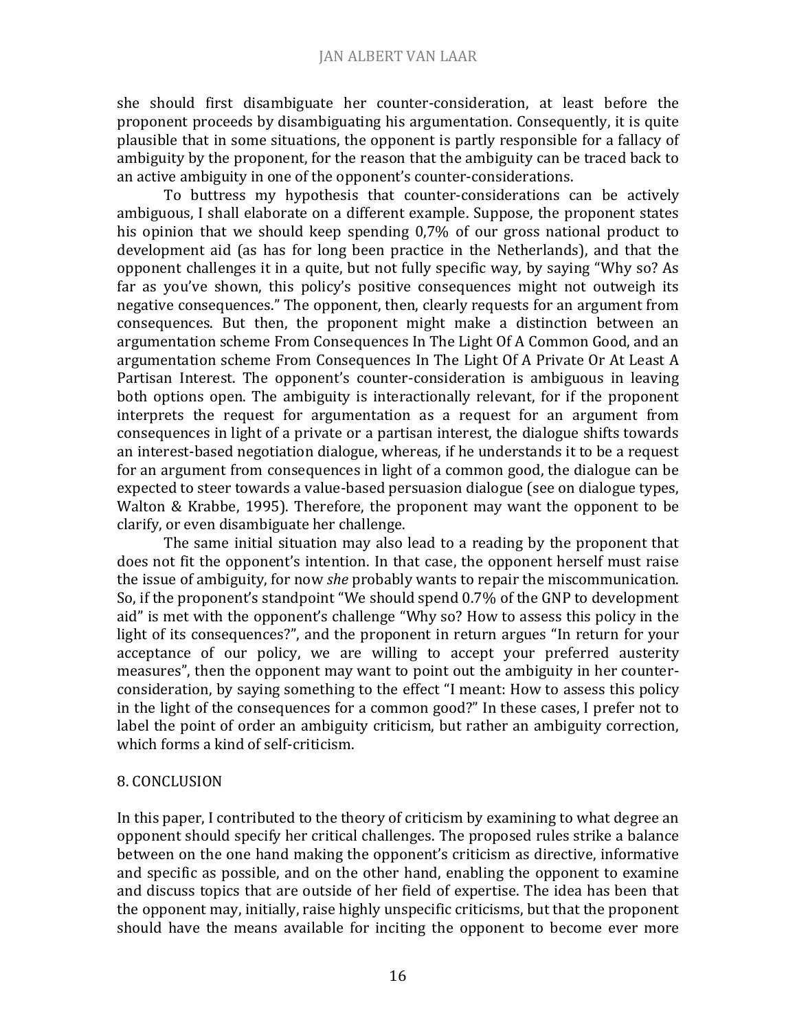she should first disambiguate her counter-consideration, at least before the proponent proceeds by disambiguating his argumentation. Consequently, it is quite plausible that in some situations, the opponent is partly responsible for a fallacy of ambiguity by the proponent, for the reason that the ambiguity can be traced back to an active ambiguity in one of the opponent's counter-considerations.

To buttress my hypothesis that counter-considerations can be actively ambiguous, I shall elaborate on a different example. Suppose, the proponent states his opinion that we should keep spending 0,7% of our gross national product to development aid (as has for long been practice in the Netherlands), and that the opponent challenges it in a quite, but not fully specific way, by saying "Why so? As far as you've shown, this policy's positive consequences might not outweigh its negative consequences." The opponent, then, clearly requests for an argument from consequences. But then, the proponent might make a distinction between an argumentation scheme From Consequences In The Light Of A Common Good, and an argumentation scheme From Consequences In The Light Of A Private Or At Least A Partisan Interest. The opponent's counter-consideration is ambiguous in leaving both options open. The ambiguity is interactionally relevant, for if the proponent interprets the request for argumentation as a request for an argument from consequences in light of a private or a partisan interest, the dialogue shifts towards an interest-based negotiation dialogue, whereas, if he understands it to be a request for an argument from consequences in light of a common good, the dialogue can be expected to steer towards a value-based persuasion dialogue (see on dialogue types, Walton & Krabbe, 1995). Therefore, the proponent may want the opponent to be clarify, or even disambiguate her challenge.

The same initial situation may also lead to a reading by the proponent that does not fit the opponent's intention. In that case, the opponent herself must raise the issue of ambiguity, for now *she* probably wants to repair the miscommunication. So, if the proponent's standpoint "We should spend 0.7% of the GNP to development aid" is met with the opponent's challenge "Why so? How to assess this policy in the light of its consequences?", and the proponent in return argues "In return for your acceptance of our policy, we are willing to accept your preferred austerity measures", then the opponent may want to point out the ambiguity in her counter-consideration, by saying something to the effect "I meant: How to assess this policy in the light of the consequences for a common good?" In these cases, I prefer not to label the point of order an ambiguity criticism, but rather an ambiguity correction, which forms a kind of self-criticism.

## 8. CONCLUSION

In this paper, I contributed to the theory of criticism by examining to what degree an opponent should specify her critical challenges. The proposed rules strike a balance between on the one hand making the opponent's criticism as directive, informative and specific as possible, and on the other hand, enabling the opponent to examine and discuss topics that are outside of her field of expertise. The idea has been that the opponent may, initially, raise highly unspecific criticisms, but that the proponent should have the means available for inciting the opponent to become ever more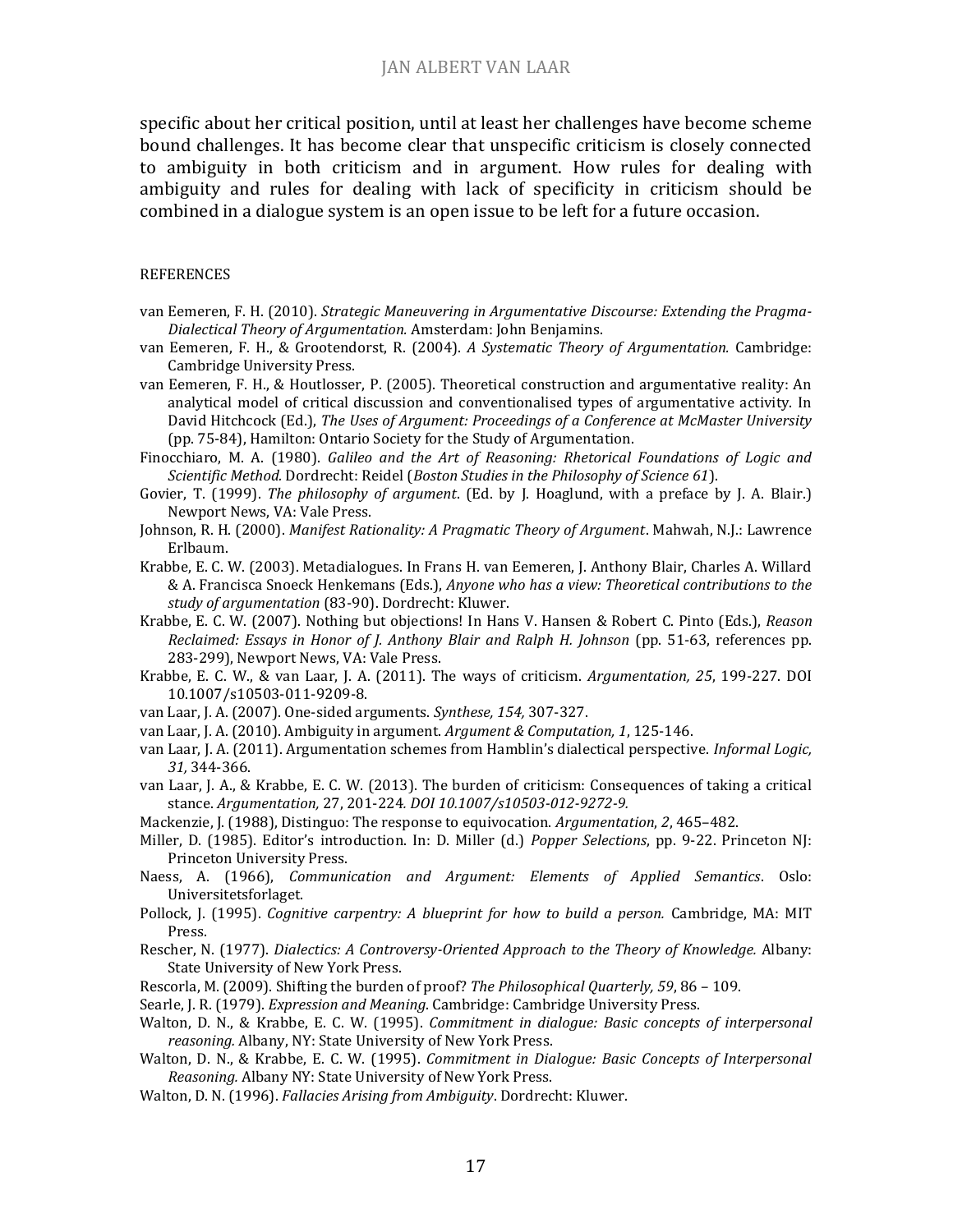specific about her critical position, until at least her challenges have become scheme bound challenges. It has become clear that unspecific criticism is closely connected to ambiguity in both criticism and in argument. How rules for dealing with ambiguity and rules for dealing with lack of specificity in criticism should be combined in a dialogue system is an open issue to be left for a future occasion.

## REFERENCES

van Eemeren, F. H. (2010). *Strategic Maneuvering in Argumentative Discourse: Extending the Pragma-Dialectical Theory of Argumentation.* Amsterdam: John Benjamins.

van Eemeren, F. H., & Grootendorst, R. (2004). *A Systematic Theory of Argumentation.* Cambridge: Cambridge University Press.

van Eemeren, F. H., & Houtlosser, P. (2005). Theoretical construction and argumentative reality: An analytical model of critical discussion and conventionalised types of argumentative activity. In David Hitchcock (Ed.), *The Uses of Argument: Proceedings of a Conference at McMaster University* (pp. 75-84), Hamilton: Ontario Society for the Study of Argumentation.

Finocchiaro, M. A. (1980). *Galileo and the Art of Reasoning: Rhetorical Foundations of Logic and Scientific Method.* Dordrecht: Reidel (*Boston Studies in the Philosophy of Science 61*).

Govier, T. (1999). *The philosophy of argument*. (Ed. by J. Hoaglund, with a preface by J. A. Blair.) Newport News, VA: Vale Press.

Johnson, R. H. (2000). *Manifest Rationality: A Pragmatic Theory of Argument*. Mahwah, N.J.: Lawrence Erlbaum.

Krabbe, E. C. W. (2003). Metadialogues. In Frans H. van Eemeren, J. Anthony Blair, Charles A. Willard & A. Francisca Snoeck Henkemans (Eds.), *Anyone who has a view: Theoretical contributions to the study of argumentation* (83-90). Dordrecht: Kluwer.

Krabbe, E. C. W. (2007). Nothing but objections! In Hans V. Hansen & Robert C. Pinto (Eds.), *Reason Reclaimed: Essays in Honor of J. Anthony Blair and Ralph H. Johnson* (pp. 51-63, references pp. 283-299), Newport News, VA: Vale Press.

Krabbe, E. C. W., & van Laar, J. A. (2011). The ways of criticism. *Argumentation, 25*, 199-227. DOI 10.1007/s10503-011-9209-8.

van Laar, J. A. (2007). One-sided arguments. *Synthese, 154,* 307-327.

van Laar, J. A. (2010). Ambiguity in argument. *Argument & Computation, 1*, 125-146.

van Laar, J. A. (2011). Argumentation schemes from Hamblin's dialectical perspective. *Informal Logic, 31,* 344-366.

van Laar, J. A., & Krabbe, E. C. W. (2013). The burden of criticism: Consequences of taking a critical stance. *Argumentation,* 27, 201-224*. DOI 10.1007/s10503-012-9272-9.*

Mackenzie, J. (1988), Distinguo: The response to equivocation. *Argumentation*, *2*, 465–482.

Miller, D. (1985). Editor's introduction. In: D. Miller (d.) *Popper Selections*, pp. 9-22. Princeton NJ: Princeton University Press.

Naess, A. (1966), *Communication and Argument: Elements of Applied Semantics*. Oslo: Universitetsforlaget.

Pollock, J. (1995). *Cognitive carpentry: A blueprint for how to build a person.* Cambridge, MA: MIT Press.

Rescher, N. (1977). *Dialectics: A Controversy-Oriented Approach to the Theory of Knowledge.* Albany: State University of New York Press.

Rescorla, M. (2009). Shifting the burden of proof? *The Philosophical Quarterly, 59*, 86 – 109.

Searle, J. R. (1979). *Expression and Meaning*. Cambridge: Cambridge University Press.

Walton, D. N., & Krabbe, E. C. W. (1995). *Commitment in dialogue: Basic concepts of interpersonal reasoning.* Albany, NY: State University of New York Press.

Walton, D. N., & Krabbe, E. C. W. (1995). *Commitment in Dialogue: Basic Concepts of Interpersonal Reasoning.* Albany NY: State University of New York Press.

Walton, D. N. (1996). *Fallacies Arising from Ambiguity*. Dordrecht: Kluwer.